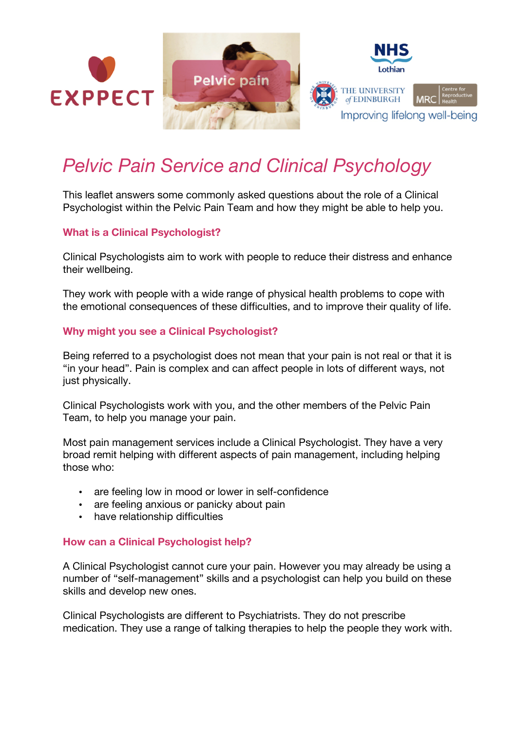# *Pelvic Pain Service and Clinical Psychology*

This leaflet answers some commonly asked questions about the role of a Clinical Psychologist within the Pelvic Pain Team and how they might be able to help you.

### What is a Clinical Psychologist?

Clinical Psychologists aim to work with people to reduce their distress and enhance their wellbeing.

They work with people with a wide range of physical health problems to cope with the emotional consequences of these difficulties, and to improve their quality of life.

### Why might you see a Clinical Psychologist?

Being referred to a psychologist does not mean that your pain is not real or that it is "in your head". Pain is complex and can affect people in lots of different ways, not just physically.

Clinical Psychologists work with you, and the other members of the Pelvic Pain Team, to help you manage your pain.

Most pain management services include a Clinical Psychologist. They have a very broad remit helping with different aspects of pain management, including helping those who:

- are feeling low in mood or lower in self-confidence
- are feeling anxious or panicky about pain
- have relationship difficulties

### How can a Clinical Psychologist help?

A Clinical Psychologist cannot cure your pain. However you may already be using a number of "self-management" skills and a psychologist can help you build on these skills and develop new ones.

Clinical Psychologists are different to Psychiatrists. They do not prescribe medication. They use a range of talking therapies to help the people they work with.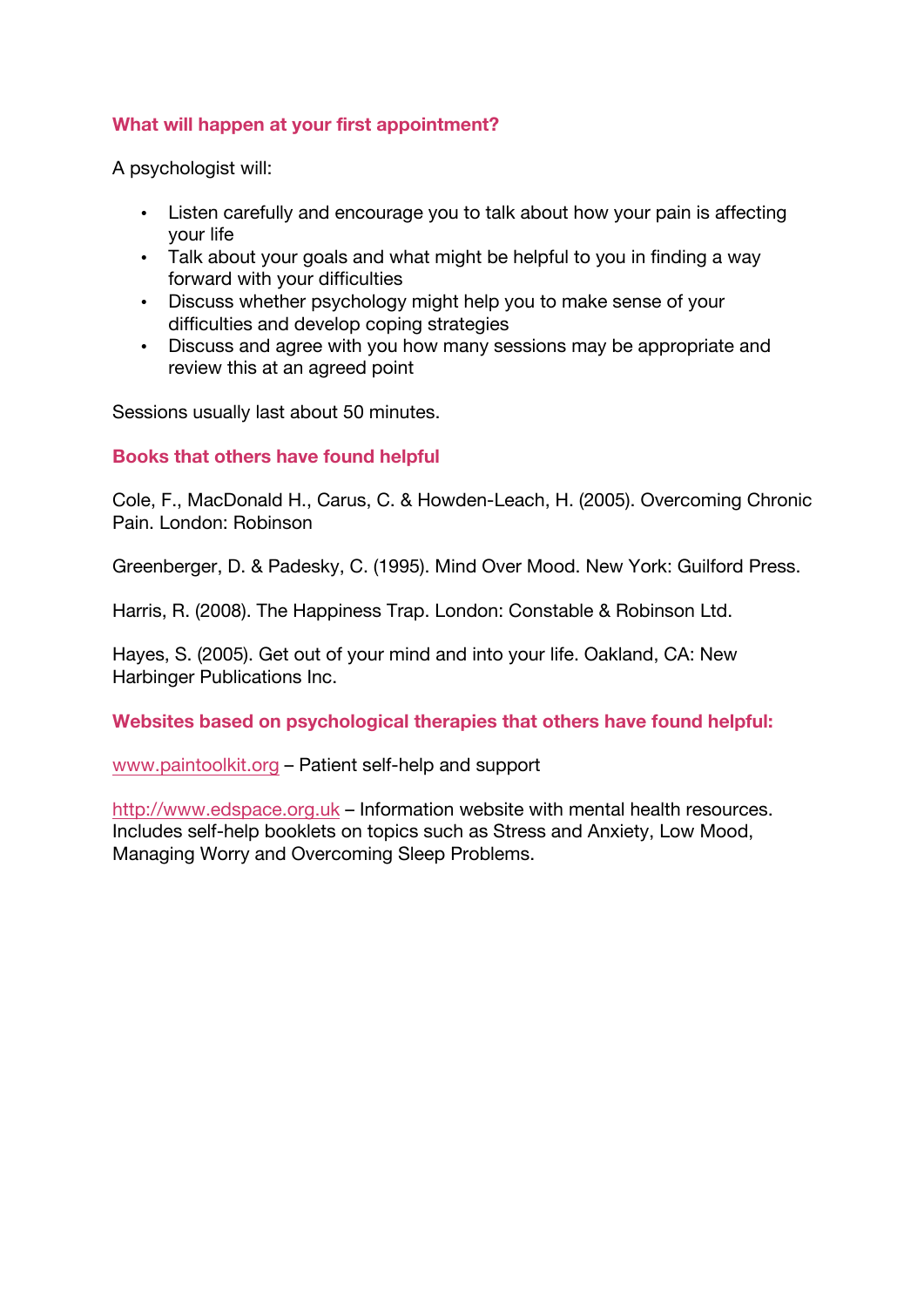## What will happen at your first appointment?

A psychologist will:

- Listen carefully and encourage you to talk about how your pain is affecting your life
- Talk about your goals and what might be helpful to you in finding a way forward with your difficulties
- Discuss whether psychology might help you to make sense of your difficulties and develop coping strategies
- Discuss and agree with you how many sessions may be appropriate and review this at an agreed point

Sessions usually last about 50 minutes.

## Books that others have found helpful

Cole, F., MacDonald H., Carus, C. & Howden-Leach, H. (2005). Overcoming Chronic Pain. London: Robinson

Greenberger, D. & Padesky, C. (1995). Mind Over Mood. New York: Guilford Press.

Harris, R. (2008). The Happiness Trap. London: Constable & Robinson Ltd.

Hayes, S. (2005). Get out of your mind and into your life. Oakland, CA: New Harbinger Publications Inc.

## Websites based on psychological therapies that others have found helpful:

[www.paintoolkit.org](http://www.paintoolkit.org) – Patient self-help and support

[http://www.edspace.org.uk](http://www.edspace.org.uk) – Information website with mental health resources. Includes self-help booklets on topics such as Stress and Anxiety, Low Mood, Managing Worry and Overcoming Sleep Problems.